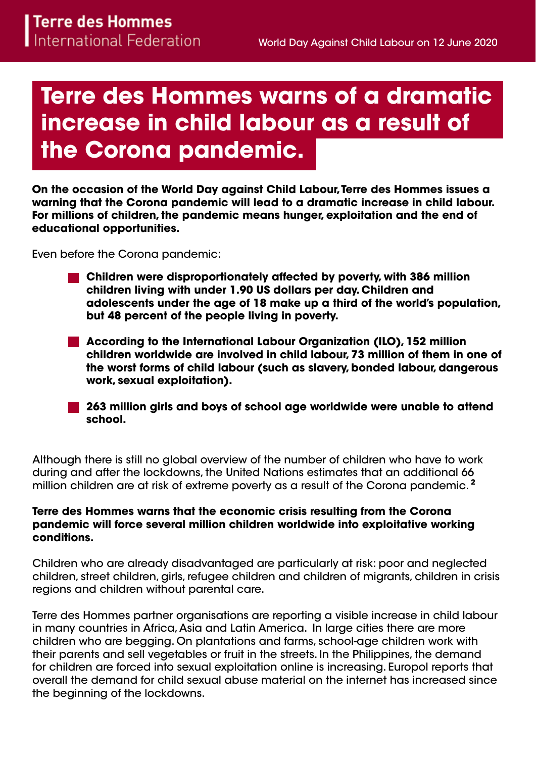Terre des Hommes
International Federation

World Day Against Child Labour on 12 June 2020

# Terre des Hommes warns of a dramatic increase in child labour as a result of the Corona pandemic.

**On the occasion of the World Day against Child Labour, Terre des Hommes issues a warning that the Corona pandemic will lead to a dramatic increase in child labour. For millions of children, the pandemic means hunger, exploitation and the end of educational opportunities.**

Even before the Corona pandemic:

- **Children were disproportionately affected by poverty, with 386 million children living with under 1.90 US dollars per day. Children and adolescents under the age of 18 make up a third of the world's population, but 48 percent of the people living in poverty.**
- **According to the International Labour Organization (ILO), 152 million children worldwide are involved in child labour, 73 million of them in one of the worst forms of child labour (such as slavery, bonded labour, dangerous work, sexual exploitation).**
- **263 million girls and boys of school age worldwide were unable to attend school.**

Although there is still no global overview of the number of children who have to work during and after the lockdowns, the United Nations estimates that an additional 66 million children are at risk of extreme poverty as a result of the Corona pandemic. [2]

**Terre des Hommes warns that the economic crisis resulting from the Corona pandemic will force several million children worldwide into exploitative working conditions.**

Children who are already disadvantaged are particularly at risk: poor and neglected children, street children, girls, refugee children and children of migrants, children in crisis regions and children without parental care.

Terre des Hommes partner organisations are reporting a visible increase in child labour in many countries in Africa, Asia and Latin America. In large cities there are more children who are begging. On plantations and farms, school-age children work with their parents and sell vegetables or fruit in the streets. In the Philippines, the demand for children are forced into sexual exploitation online is increasing. Europol reports that overall the demand for child sexual abuse material on the internet has increased since the beginning of the lockdowns.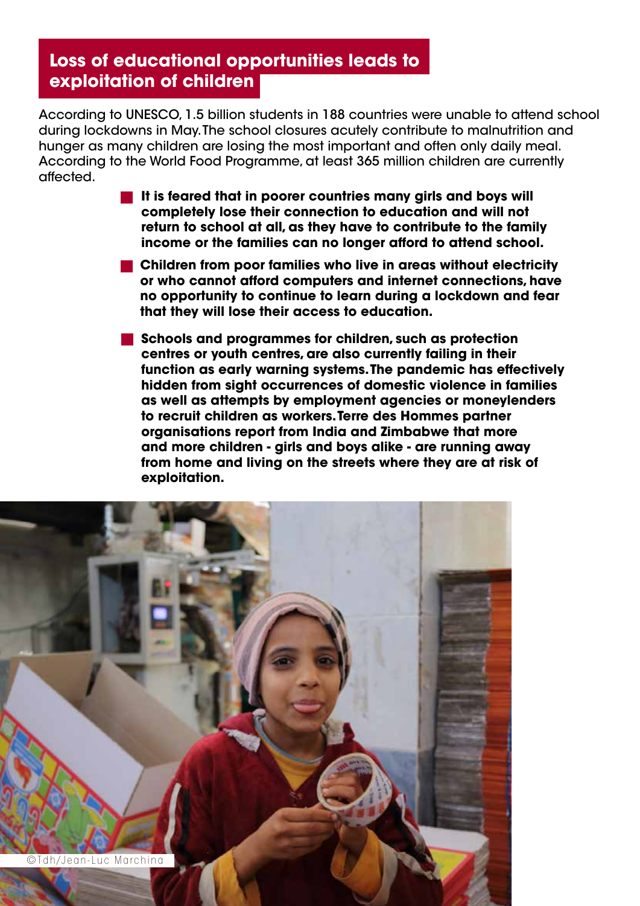## Loss of educational opportunities leads to exploitation of children

According to UNESCO, 1.5 billion students in 188 countries were unable to attend school during lockdowns in May. The school closures acutely contribute to malnutrition and hunger as many children are losing the most important and often only daily meal. According to the World Food Programme, at least 365 million children are currently affected.

- **It is feared that in poorer countries many girls and boys will completely lose their connection to education and will not return to school at all, as they have to contribute to the family income or the families can no longer afford to attend school.**
- **Children from poor families who live in areas without electricity or who cannot afford computers and internet connections, have no opportunity to continue to learn during a lockdown and fear that they will lose their access to education.**
- **Schools and programmes for children, such as protection centres or youth centres, are also currently failing in their function as early warning systems. The pandemic has effectively hidden from sight occurrences of domestic violence in families as well as attempts by employment agencies or moneylenders to recruit children as workers. Terre des Hommes partner organisations report from India and Zimbabwe that more and more children - girls and boys alike - are running away from home and living on the streets where they are at risk of exploitation.**

©Tdh/Jean-Luc Marchina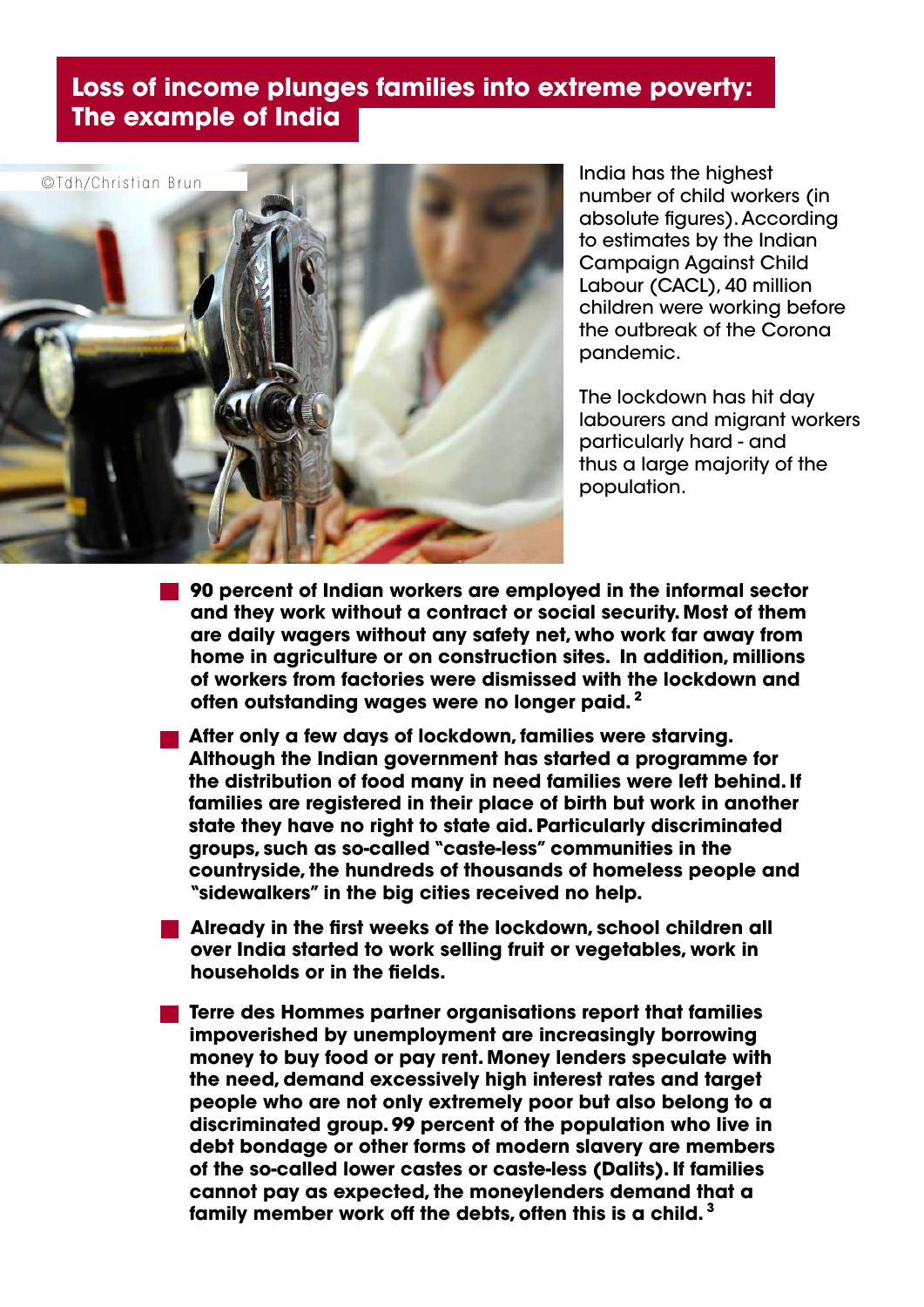## Loss of income plunges families into extreme poverty: The example of India

©Tdh/Christian Brun

India has the highest number of child workers (in absolute figures). According to estimates by the Indian Campaign Against Child Labour (CACL), 40 million children were working before the outbreak of the Corona pandemic.

The lockdown has hit day labourers and migrant workers particularly hard - and thus a large majority of the population.

- **90 percent of Indian workers are employed in the informal sector and they work without a contract or social security. Most of them are daily wagers without any safety net, who work far away from home in agriculture or on construction sites. In addition, millions of workers from factories were dismissed with the lockdown and often outstanding wages were no longer paid.** [2]
- **After only a few days of lockdown, families were starving. Although the Indian government has started a programme for the distribution of food many in need families were left behind. If families are registered in their place of birth but work in another state they have no right to state aid. Particularly discriminated groups, such as so-called "caste-less" communities in the countryside, the hundreds of thousands of homeless people and "sidewalkers" in the big cities received no help.**
- **Already in the first weeks of the lockdown, school children all over India started to work selling fruit or vegetables, work in households or in the fields.**
- **Terre des Hommes partner organisations report that families impoverished by unemployment are increasingly borrowing money to buy food or pay rent. Money lenders speculate with the need, demand excessively high interest rates and target people who are not only extremely poor but also belong to a discriminated group. 99 percent of the population who live in debt bondage or other forms of modern slavery are members of the so-called lower castes or caste-less (Dalits). If families cannot pay as expected, the moneylenders demand that a family member work off the debts, often this is a child.** [3]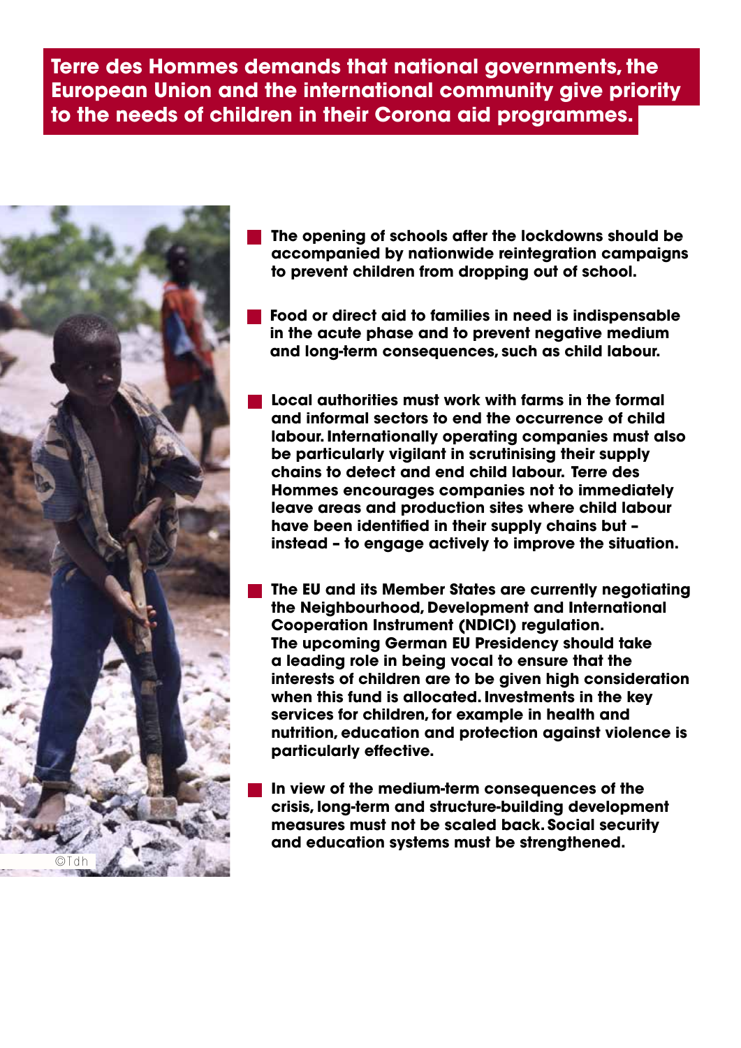# Terre des Hommes demands that national governments, the European Union and the international community give priority to the needs of children in their Corona aid programmes.

©Tdh

- **The opening of schools after the lockdowns should be accompanied by nationwide reintegration campaigns to prevent children from dropping out of school.**

- **Food or direct aid to families in need is indispensable in the acute phase and to prevent negative medium and long-term consequences, such as child labour.**

- **Local authorities must work with farms in the formal and informal sectors to end the occurrence of child labour. Internationally operating companies must also be particularly vigilant in scrutinising their supply chains to detect and end child labour. Terre des Hommes encourages companies not to immediately leave areas and production sites where child labour have been identified in their supply chains but – instead – to engage actively to improve the situation.**

- **The EU and its Member States are currently negotiating the Neighbourhood, Development and International Cooperation Instrument (NDICI) regulation. The upcoming German EU Presidency should take a leading role in being vocal to ensure that the interests of children are to be given high consideration when this fund is allocated. Investments in the key services for children, for example in health and nutrition, education and protection against violence is particularly effective.**

- **In view of the medium-term consequences of the crisis, long-term and structure-building development measures must not be scaled back. Social security and education systems must be strengthened.**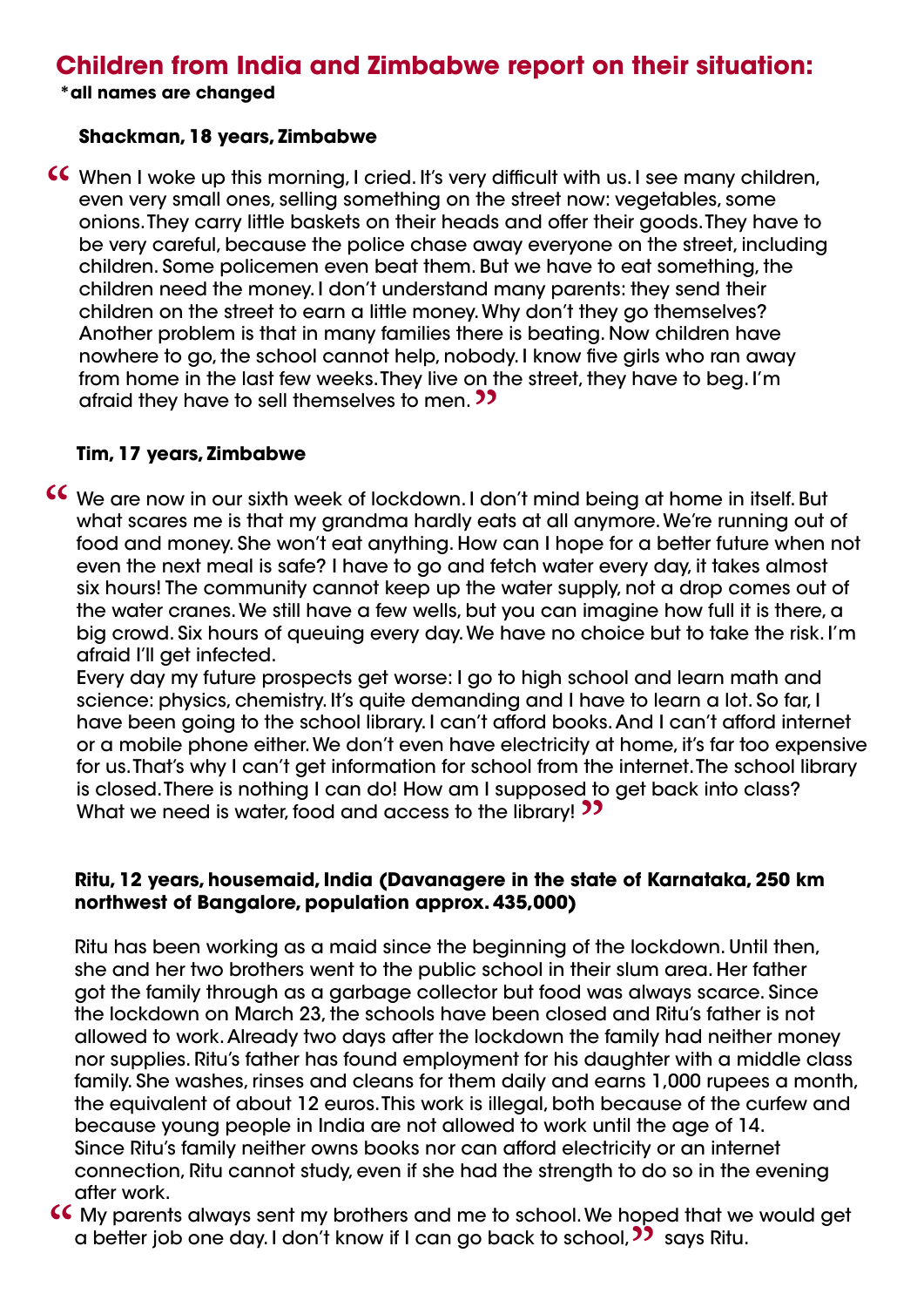## Children from India and Zimbabwe report on their situation:

**\*all names are changed**

**Shackman, 18 years, Zimbabwe**

“ When I woke up this morning, I cried. It's very difficult with us. I see many children, even very small ones, selling something on the street now: vegetables, some onions. They carry little baskets on their heads and offer their goods. They have to be very careful, because the police chase away everyone on the street, including children. Some policemen even beat them. But we have to eat something, the children need the money. I don't understand many parents: they send their children on the street to earn a little money. Why don't they go themselves? Another problem is that in many families there is beating. Now children have nowhere to go, the school cannot help, nobody. I know five girls who ran away from home in the last few weeks. They live on the street, they have to beg. I'm afraid they have to sell themselves to men. ”

**Tim, 17 years, Zimbabwe**

“ We are now in our sixth week of lockdown. I don't mind being at home in itself. But what scares me is that my grandma hardly eats at all anymore. We're running out of food and money. She won't eat anything. How can I hope for a better future when not even the next meal is safe? I have to go and fetch water every day, it takes almost six hours! The community cannot keep up the water supply, not a drop comes out of the water cranes. We still have a few wells, but you can imagine how full it is there, a big crowd. Six hours of queuing every day. We have no choice but to take the risk. I'm afraid I'll get infected.

Every day my future prospects get worse: I go to high school and learn math and science: physics, chemistry. It's quite demanding and I have to learn a lot. So far, I have been going to the school library. I can't afford books. And I can't afford internet or a mobile phone either. We don't even have electricity at home, it's far too expensive for us. That's why I can't get information for school from the internet. The school library is closed. There is nothing I can do! How am I supposed to get back into class? What we need is water, food and access to the library! ”

**Ritu, 12 years, housemaid, India (Davanagere in the state of Karnataka, 250 km northwest of Bangalore, population approx. 435,000)**

Ritu has been working as a maid since the beginning of the lockdown. Until then, she and her two brothers went to the public school in their slum area. Her father got the family through as a garbage collector but food was always scarce. Since the lockdown on March 23, the schools have been closed and Ritu's father is not allowed to work. Already two days after the lockdown the family had neither money nor supplies. Ritu's father has found employment for his daughter with a middle class family. She washes, rinses and cleans for them daily and earns 1,000 rupees a month, the equivalent of about 12 euros. This work is illegal, both because of the curfew and because young people in India are not allowed to work until the age of 14.
Since Ritu's family neither owns books nor can afford electricity or an internet connection, Ritu cannot study, even if she had the strength to do so in the evening after work.

“ My parents always sent my brothers and me to school. We hoped that we would get a better job one day. I don't know if I can go back to school, ” says Ritu.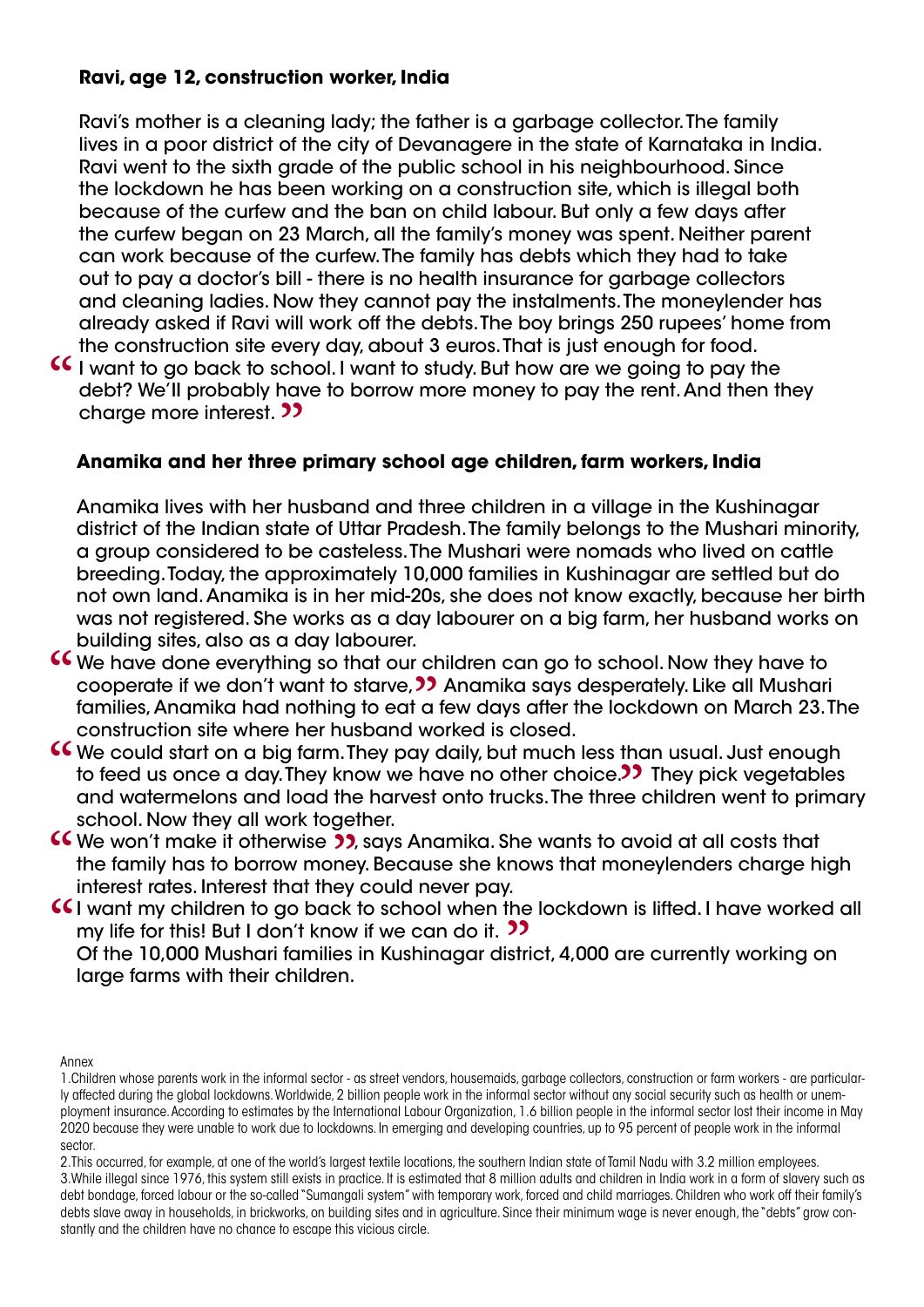**Ravi, age 12, construction worker, India**

Ravi's mother is a cleaning lady; the father is a garbage collector. The family lives in a poor district of the city of Devanagere in the state of Karnataka in India. Ravi went to the sixth grade of the public school in his neighbourhood. Since the lockdown he has been working on a construction site, which is illegal both because of the curfew and the ban on child labour. But only a few days after the curfew began on 23 March, all the family's money was spent. Neither parent can work because of the curfew. The family has debts which they had to take out to pay a doctor's bill - there is no health insurance for garbage collectors and cleaning ladies. Now they cannot pay the instalments. The moneylender has already asked if Ravi will work off the debts. The boy brings 250 rupees' home from the construction site every day, about 3 euros. That is just enough for food.

" I want to go back to school. I want to study. But how are we going to pay the debt? We'll probably have to borrow more money to pay the rent. And then they charge more interest. "

**Anamika and her three primary school age children, farm workers, India**

Anamika lives with her husband and three children in a village in the Kushinagar district of the Indian state of Uttar Pradesh. The family belongs to the Mushari minority, a group considered to be casteless. The Mushari were nomads who lived on cattle breeding. Today, the approximately 10,000 families in Kushinagar are settled but do not own land. Anamika is in her mid-20s, she does not know exactly, because her birth was not registered. She works as a day labourer on a big farm, her husband works on building sites, also as a day labourer.

" We have done everything so that our children can go to school. Now they have to cooperate if we don't want to starve, " Anamika says desperately. Like all Mushari families, Anamika had nothing to eat a few days after the lockdown on March 23. The construction site where her husband worked is closed.

" We could start on a big farm. They pay daily, but much less than usual. Just enough to feed us once a day. They know we have no other choice. " They pick vegetables and watermelons and load the harvest onto trucks. The three children went to primary school. Now they all work together.

" We won't make it otherwise ", says Anamika. She wants to avoid at all costs that the family has to borrow money. Because she knows that moneylenders charge high interest rates. Interest that they could never pay.

" I want my children to go back to school when the lockdown is lifted. I have worked all my life for this! But I don't know if we can do it. "

Of the 10,000 Mushari families in Kushinagar district, 4,000 are currently working on large farms with their children.

Annex

1. Children whose parents work in the informal sector - as street vendors, housemaids, garbage collectors, construction or farm workers - are particularly affected during the global lockdowns. Worldwide, 2 billion people work in the informal sector without any social security such as health or unemployment insurance. According to estimates by the International Labour Organization, 1.6 billion people in the informal sector lost their income in May 2020 because they were unable to work due to lockdowns. In emerging and developing countries, up to 95 percent of people work in the informal sector.

2. This occurred, for example, at one of the world's largest textile locations, the southern Indian state of Tamil Nadu with 3.2 million employees.

3. While illegal since 1976, this system still exists in practice. It is estimated that 8 million adults and children in India work in a form of slavery such as debt bondage, forced labour or the so-called "Sumangali system" with temporary work, forced and child marriages. Children who work off their family's debts slave away in households, in brickworks, on building sites and in agriculture. Since their minimum wage is never enough, the "debts" grow constantly and the children have no chance to escape this vicious circle.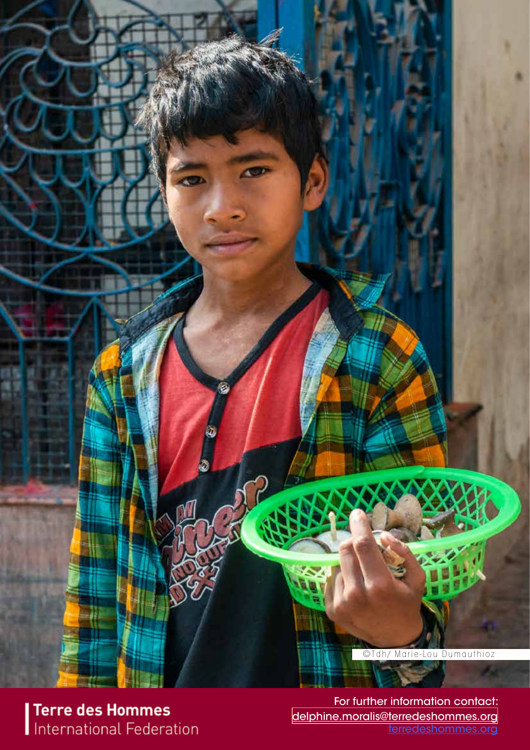©Tdh/ Marie-Lou Dumauthioz

**Terre des Hommes**
International Federation

For further information contact:
delphine.moralis@terredeshommes.org
terredeshommes.org